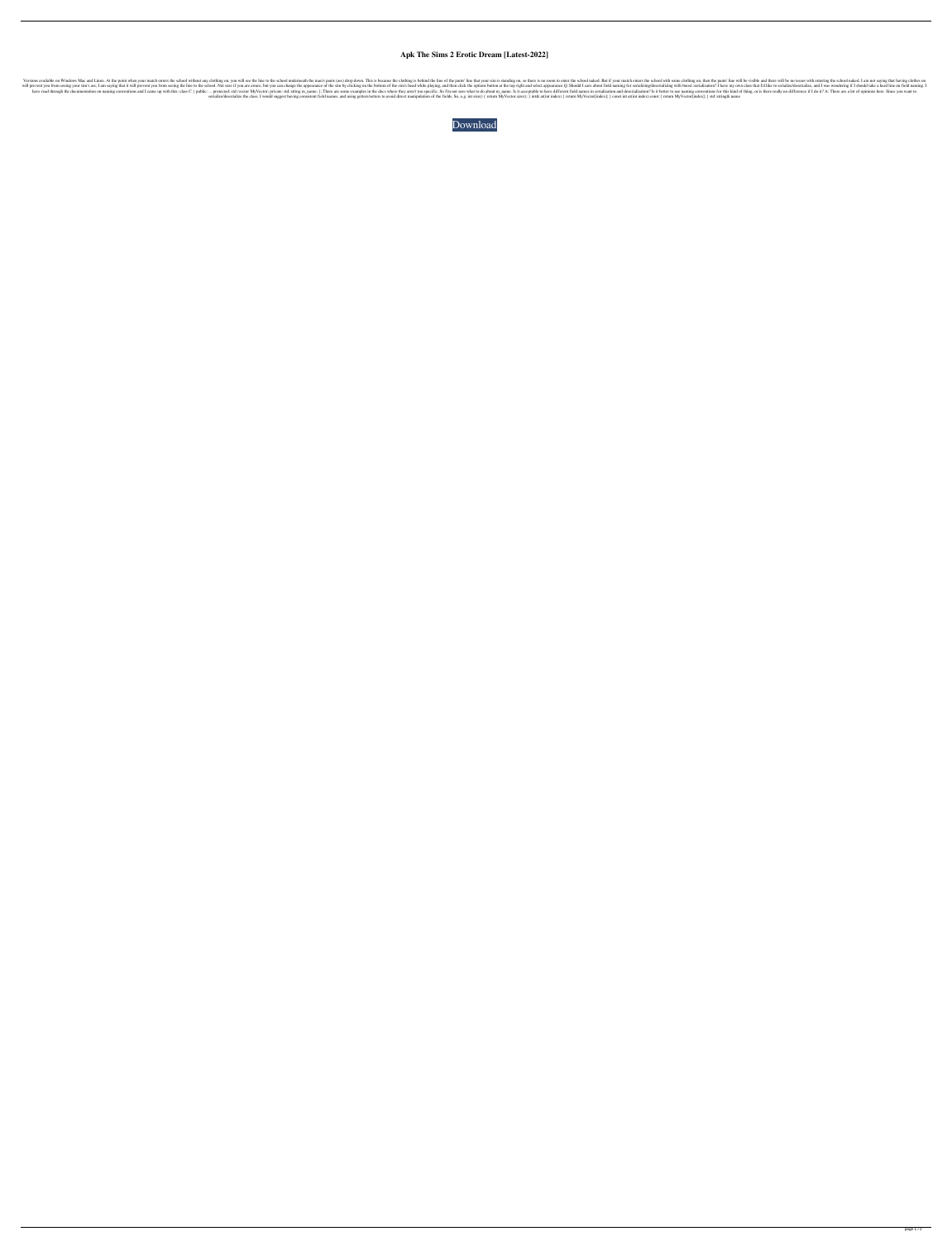# Apk The Sims 2 Erotic Dream [Latest-2022]

Versions available on Windows Mac and Linux. At the point when your match enters the school without any clothing on, you will see the line to the school underneath the man's pants (ass) drop down. This is because the clothing is behind the line of the pants' line that your sim is standing on, so there is no room to enter the school naked. But if your match enters the school with some clothing on, then the pants' line will be visible and there will be no issues with entering the school naked. I am not saying that having clothes on will prevent you from seeing your sim's ass. I am saying that it will prevent you from seeing the line to the school. Not sure if you are aware, but you can change the appearance of the sim by clicking on the bottom of the sim's head while playing, and then click the options button at the top right and select appearance. Q: Should I care about field naming for serializing/deserializing with boost::serialization? I have my own class that I'd like to serialize/deserialize, and I was wondering if I should take a hard line on field naming. I have read through the documentation on naming conventions and I came up with this: class C { public: ... protected: std::vector MyVector; private: std::string m_name; }; There are some examples in the docs where they aren't too specific. So I'm not sure what to do about m_name. Is it acceptable to have different field names in serialization and deserialization? Is it better to use naming conventions for this kind of thing, or is there really no difference if I do it? A: There are a lot of opinions here. Since you want to serialize/deserialize the class, I would suggest having consistent field names, and using getters/setters to avoid direct manipulation of the fields. So, e.g. int size() { return MyVector.size(); } int& at(int index) { return MyVector[index]; } const int at(int index) const { return MyVector[index]; } std::string& name

Download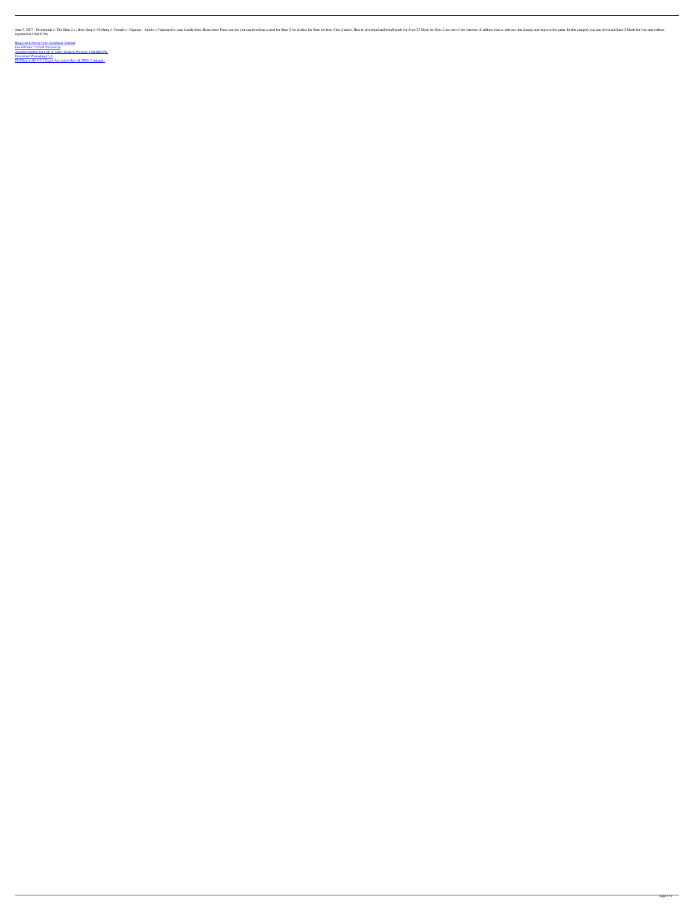June 3, 2007 - Downloads >; The Sims 2 >; Body shop >; Clothing >; Female >; Pajamas - Adults; > Pajamas for your female Sims. Read more From our site you can download a mod for Sims 2 for clothes for Sims for free. Sims 2 mods. How to download and install mods for Sims 2? Mods for Sims 2 are one of the varieties of addons, that is, add-ons that change and improve the game. In this category you can download Sims 2 Mods for free and without registration ff1ad4f19a

Raag Desh Movie Free Download Torrent
DocuWorks 7.0 Full Versionrar
Nisuhhtj profile for Call of Duty: Modern Warfare 3 SKIDROW
Download Photoshop Cs 8
PHPStorm 2019.3.3 Crack Activation Key till 2089 {Updated}